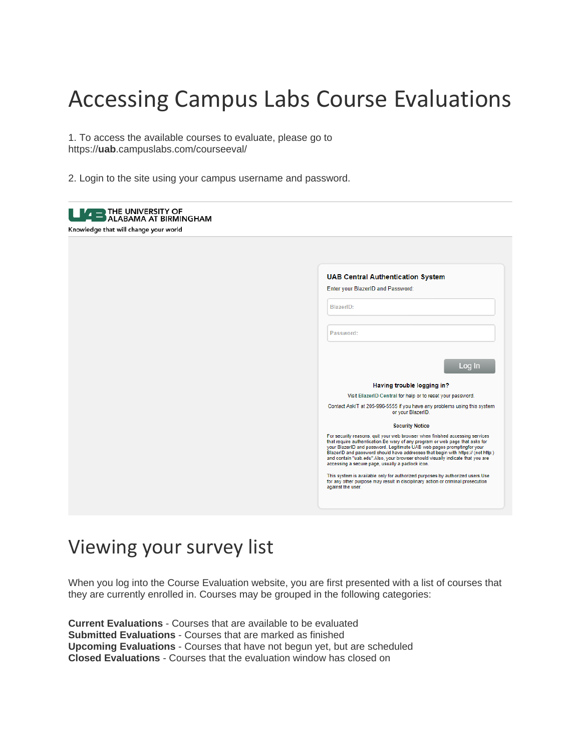# Accessing Campus Labs Course Evaluations

1. To access the available courses to evaluate, please go to https://**uab**.campuslabs.com/courseeval/

2. Login to the site using your campus username and password.

THE UNIVERSITY OF ALABAMA AT BIRMINGHAM
Knowledge that will change your world

**UAB Central Authentication System**

Enter your BlazerID and Password:

BlazerID:

Password:

Log In

**Having trouble logging in?**

Visit BlazerID Central for help or to reset your password.

Contact AskIT at 205-996-5555 if you have any problems using this system or your BlazerID.

**Security Notice**

For security reasons, quit your web browser when finished accessing services that require authentication.Be wary of any program or web page that asks for your BlazerID and password. Legitimate UAB web pages promptingfor your BlazerID and password should have addresses that begin with https:// (not http:) and contain "uab.edu".Also, your browser should visually indicate that you are accessing a secure page, usually a padlock icon.

This system is available only for authorized purposes by authorized users.Use for any other purpose may result in disciplinary action or criminal prosecution against the user.

## Viewing your survey list

When you log into the Course Evaluation website, you are first presented with a list of courses that they are currently enrolled in. Courses may be grouped in the following categories:

**Current Evaluations** - Courses that are available to be evaluated
**Submitted Evaluations** - Courses that are marked as finished
**Upcoming Evaluations** - Courses that have not begun yet, but are scheduled
**Closed Evaluations** - Courses that the evaluation window has closed on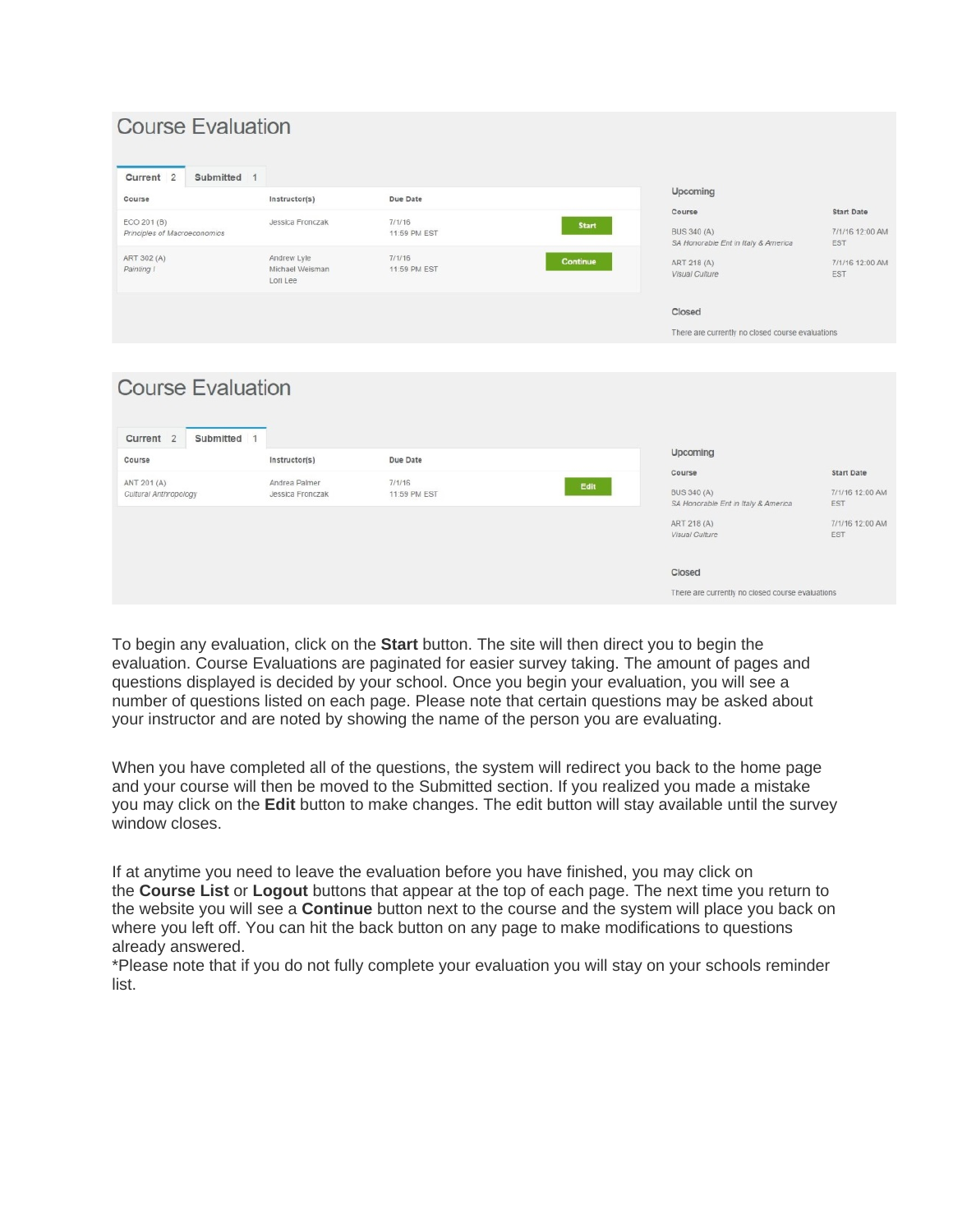## Course Evaluation

Current 2 | Submitted 1

| Course | Instructor(s) | Due Date | |
|---|---|---|---|
| ECO 201 (B) *Principles of Macroeconomics* | Jessica Fronczak | 7/1/16 11:59 PM EST | Start |
| ART 302 (A) *Painting I* | Andrew Lyle Michael Weisman Lori Lee | 7/1/16 11:59 PM EST | Continue |

**Upcoming**

| Course | Start Date |
|---|---|
| BUS 340 (A) *SA Honorable Ent in Italy & America* | 7/1/16 12:00 AM EST |
| ART 218 (A) *Visual Culture* | 7/1/16 12:00 AM EST |

**Closed**

There are currently no closed course evaluations

## Course Evaluation

Current 2 | Submitted 1

| Course | Instructor(s) | Due Date | |
|---|---|---|---|
| ANT 201 (A) *Cultural Anthropology* | Andrea Palmer Jessica Fronczak | 7/1/16 11:59 PM EST | Edit |

**Upcoming**

| Course | Start Date |
|---|---|
| BUS 340 (A) *SA Honorable Ent in Italy & America* | 7/1/16 12:00 AM EST |
| ART 218 (A) *Visual Culture* | 7/1/16 12:00 AM EST |

**Closed**

There are currently no closed course evaluations

To begin any evaluation, click on the **Start** button. The site will then direct you to begin the evaluation. Course Evaluations are paginated for easier survey taking. The amount of pages and questions displayed is decided by your school. Once you begin your evaluation, you will see a number of questions listed on each page. Please note that certain questions may be asked about your instructor and are noted by showing the name of the person you are evaluating.

When you have completed all of the questions, the system will redirect you back to the home page and your course will then be moved to the Submitted section. If you realized you made a mistake you may click on the **Edit** button to make changes. The edit button will stay available until the survey window closes.

If at anytime you need to leave the evaluation before you have finished, you may click on the **Course List** or **Logout** buttons that appear at the top of each page. The next time you return to the website you will see a **Continue** button next to the course and the system will place you back on where you left off. You can hit the back button on any page to make modifications to questions already answered.
*Please note that if you do not fully complete your evaluation you will stay on your schools reminder list.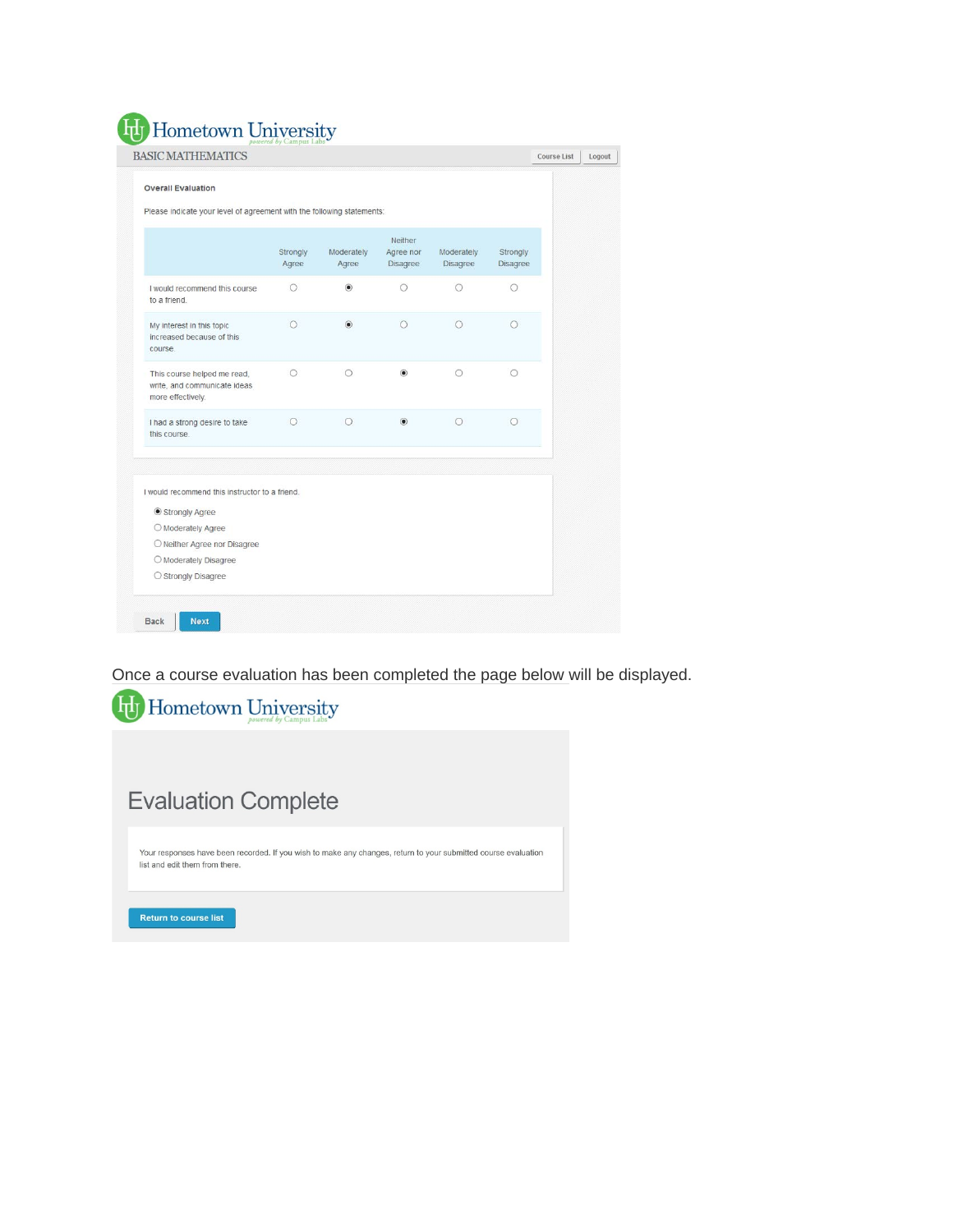Hometown University

BASIC MATHEMATICS

Course List | Logout

**Overall Evaluation**

Please indicate your level of agreement with the following statements:

| | Strongly Agree | Moderately Agree | Neither Agree nor Disagree | Moderately Disagree | Strongly Disagree |
|---|---|---|---|---|---|
| I would recommend this course to a friend. | ○ | ◉ | ○ | ○ | ○ |
| My interest in this topic increased because of this course. | ○ | ◉ | ○ | ○ | ○ |
| This course helped me read, write, and communicate ideas more effectively. | ○ | ○ | ◉ | ○ | ○ |
| I had a strong desire to take this course. | ○ | ○ | ◉ | ○ | ○ |

I would recommend this instructor to a friend.

- ◉ Strongly Agree
- ○ Moderately Agree
- ○ Neither Agree nor Disagree
- ○ Moderately Disagree
- ○ Strongly Disagree

Back | Next

Once a course evaluation has been completed the page below will be displayed.

Hometown University

# Evaluation Complete

Your responses have been recorded. If you wish to make any changes, return to your submitted course evaluation list and edit them from there.

Return to course list